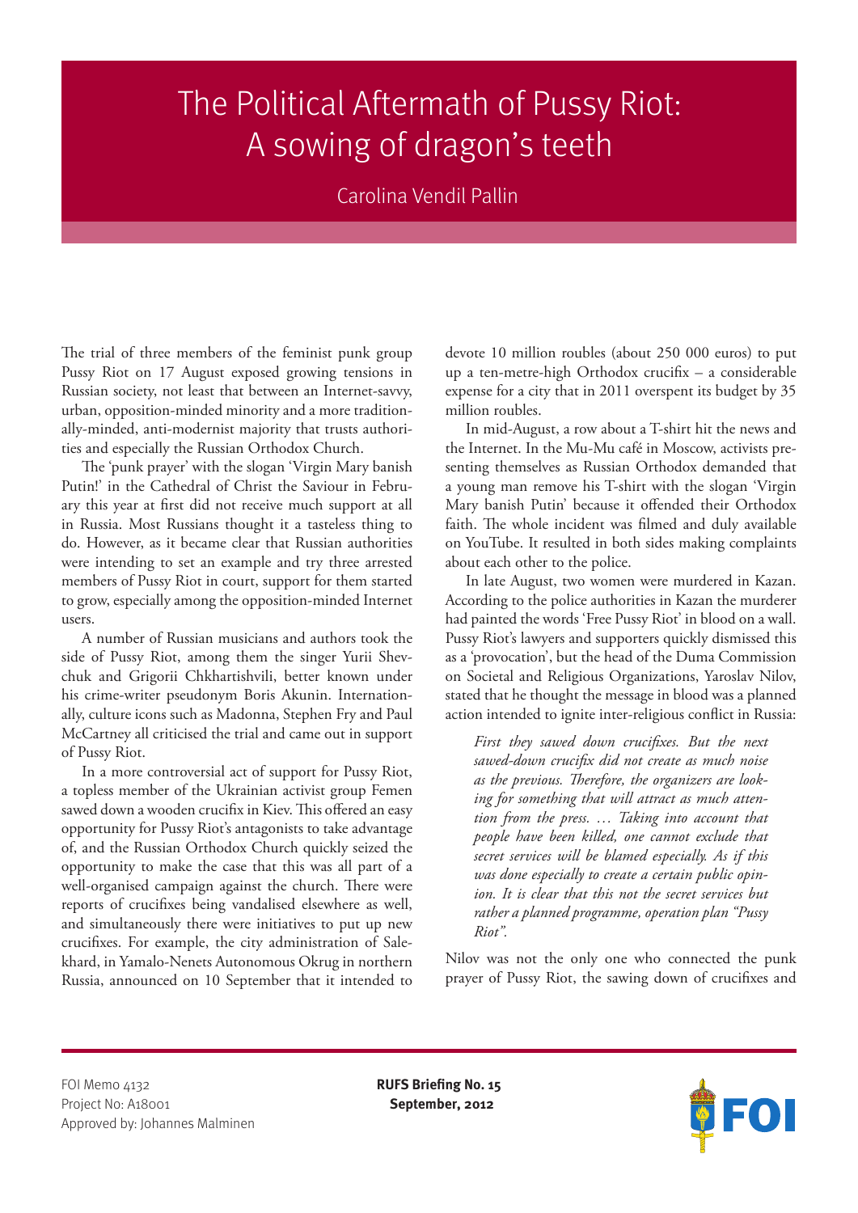# The Political Aftermath of Pussy Riot: A sowing of dragon's teeth

Carolina Vendil Pallin

The trial of three members of the feminist punk group Pussy Riot on 17 August exposed growing tensions in Russian society, not least that between an Internet-savvy, urban, opposition-minded minority and a more traditionally-minded, anti-modernist majority that trusts authorities and especially the Russian Orthodox Church.

The 'punk prayer' with the slogan 'Virgin Mary banish Putin!' in the Cathedral of Christ the Saviour in February this year at first did not receive much support at all in Russia. Most Russians thought it a tasteless thing to do. However, as it became clear that Russian authorities were intending to set an example and try three arrested members of Pussy Riot in court, support for them started to grow, especially among the opposition-minded Internet users.

A number of Russian musicians and authors took the side of Pussy Riot, among them the singer Yurii Shevchuk and Grigorii Chkhartishvili, better known under his crime-writer pseudonym Boris Akunin. Internationally, culture icons such as Madonna, Stephen Fry and Paul McCartney all criticised the trial and came out in support of Pussy Riot.

In a more controversial act of support for Pussy Riot, a topless member of the Ukrainian activist group Femen sawed down a wooden crucifix in Kiev. This offered an easy opportunity for Pussy Riot's antagonists to take advantage of, and the Russian Orthodox Church quickly seized the opportunity to make the case that this was all part of a well-organised campaign against the church. There were reports of crucifixes being vandalised elsewhere as well, and simultaneously there were initiatives to put up new crucifixes. For example, the city administration of Salekhard, in Yamalo-Nenets Autonomous Okrug in northern Russia, announced on 10 September that it intended to devote 10 million roubles (about 250 000 euros) to put up a ten-metre-high Orthodox crucifix – a considerable expense for a city that in 2011 overspent its budget by 35 million roubles.

In mid-August, a row about a T-shirt hit the news and the Internet. In the Mu-Mu café in Moscow, activists presenting themselves as Russian Orthodox demanded that a young man remove his T-shirt with the slogan 'Virgin Mary banish Putin' because it offended their Orthodox faith. The whole incident was filmed and duly available on YouTube. It resulted in both sides making complaints about each other to the police.

In late August, two women were murdered in Kazan. According to the police authorities in Kazan the murderer had painted the words 'Free Pussy Riot' in blood on a wall. Pussy Riot's lawyers and supporters quickly dismissed this as a 'provocation', but the head of the Duma Commission on Societal and Religious Organizations, Yaroslav Nilov, stated that he thought the message in blood was a planned action intended to ignite inter-religious conflict in Russia:

> *First they sawed down crucifixes. But the next sawed-down crucifix did not create as much noise as the previous. Therefore, the organizers are looking for something that will attract as much attention from the press. … Taking into account that people have been killed, one cannot exclude that secret services will be blamed especially. As if this was done especially to create a certain public opinion. It is clear that this not the secret services but rather a planned programme, operation plan "Pussy Riot".*

Nilov was not the only one who connected the punk prayer of Pussy Riot, the sawing down of crucifixes and

FOI Memo 4132
Project No: A18001
Approved by: Johannes Malminen

**RUFS Briefing No. 15**
**September, 2012**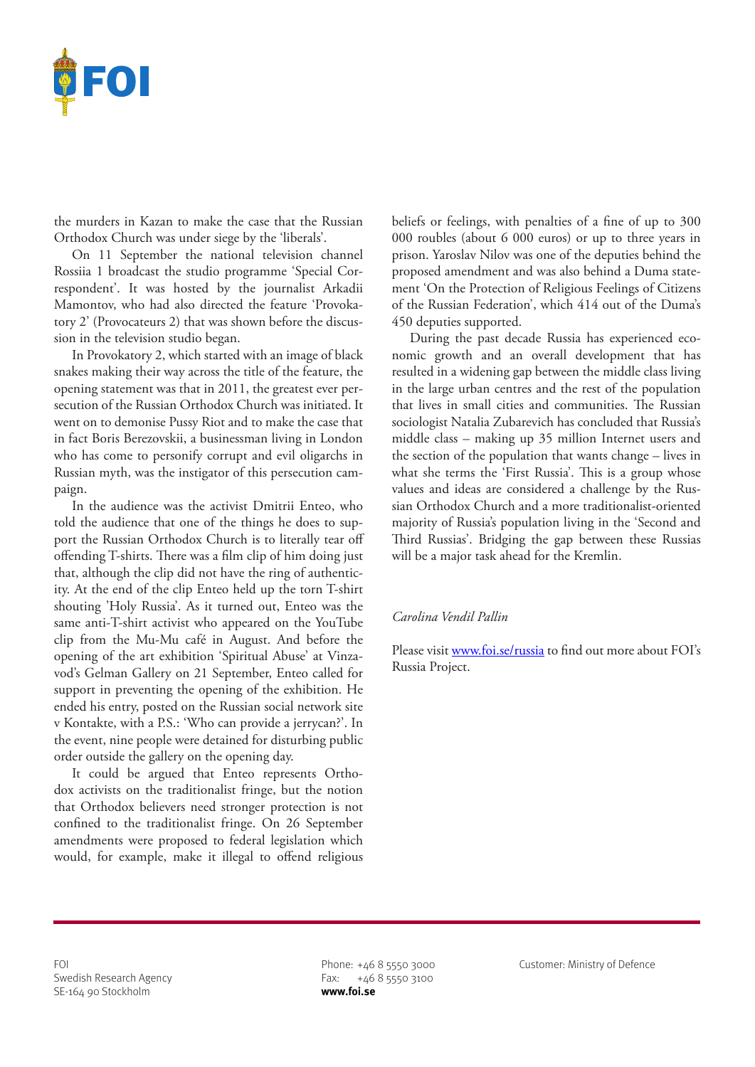the murders in Kazan to make the case that the Russian Orthodox Church was under siege by the 'liberals'.

On 11 September the national television channel Rossiia 1 broadcast the studio programme 'Special Correspondent'. It was hosted by the journalist Arkadii Mamontov, who had also directed the feature 'Provokatory 2' (Provocateurs 2) that was shown before the discussion in the television studio began.

In Provokatory 2, which started with an image of black snakes making their way across the title of the feature, the opening statement was that in 2011, the greatest ever persecution of the Russian Orthodox Church was initiated. It went on to demonise Pussy Riot and to make the case that in fact Boris Berezovskii, a businessman living in London who has come to personify corrupt and evil oligarchs in Russian myth, was the instigator of this persecution campaign.

In the audience was the activist Dmitrii Enteo, who told the audience that one of the things he does to support the Russian Orthodox Church is to literally tear off offending T-shirts. There was a film clip of him doing just that, although the clip did not have the ring of authenticity. At the end of the clip Enteo held up the torn T-shirt shouting 'Holy Russia'. As it turned out, Enteo was the same anti-T-shirt activist who appeared on the YouTube clip from the Mu-Mu café in August. And before the opening of the art exhibition 'Spiritual Abuse' at Vinzavod's Gelman Gallery on 21 September, Enteo called for support in preventing the opening of the exhibition. He ended his entry, posted on the Russian social network site v Kontakte, with a P.S.: 'Who can provide a jerrycan?'. In the event, nine people were detained for disturbing public order outside the gallery on the opening day.

It could be argued that Enteo represents Orthodox activists on the traditionalist fringe, but the notion that Orthodox believers need stronger protection is not confined to the traditionalist fringe. On 26 September amendments were proposed to federal legislation which would, for example, make it illegal to offend religious beliefs or feelings, with penalties of a fine of up to 300 000 roubles (about 6 000 euros) or up to three years in prison. Yaroslav Nilov was one of the deputies behind the proposed amendment and was also behind a Duma statement 'On the Protection of Religious Feelings of Citizens of the Russian Federation', which 414 out of the Duma's 450 deputies supported.

During the past decade Russia has experienced economic growth and an overall development that has resulted in a widening gap between the middle class living in the large urban centres and the rest of the population that lives in small cities and communities. The Russian sociologist Natalia Zubarevich has concluded that Russia's middle class – making up 35 million Internet users and the section of the population that wants change – lives in what she terms the 'First Russia'. This is a group whose values and ideas are considered a challenge by the Russian Orthodox Church and a more traditionalist-oriented majority of Russia's population living in the 'Second and Third Russias'. Bridging the gap between these Russias will be a major task ahead for the Kremlin.

*Carolina Vendil Pallin*

Please visit [www.foi.se/russia](www.foi.se/russia) to find out more about FOI's Russia Project.